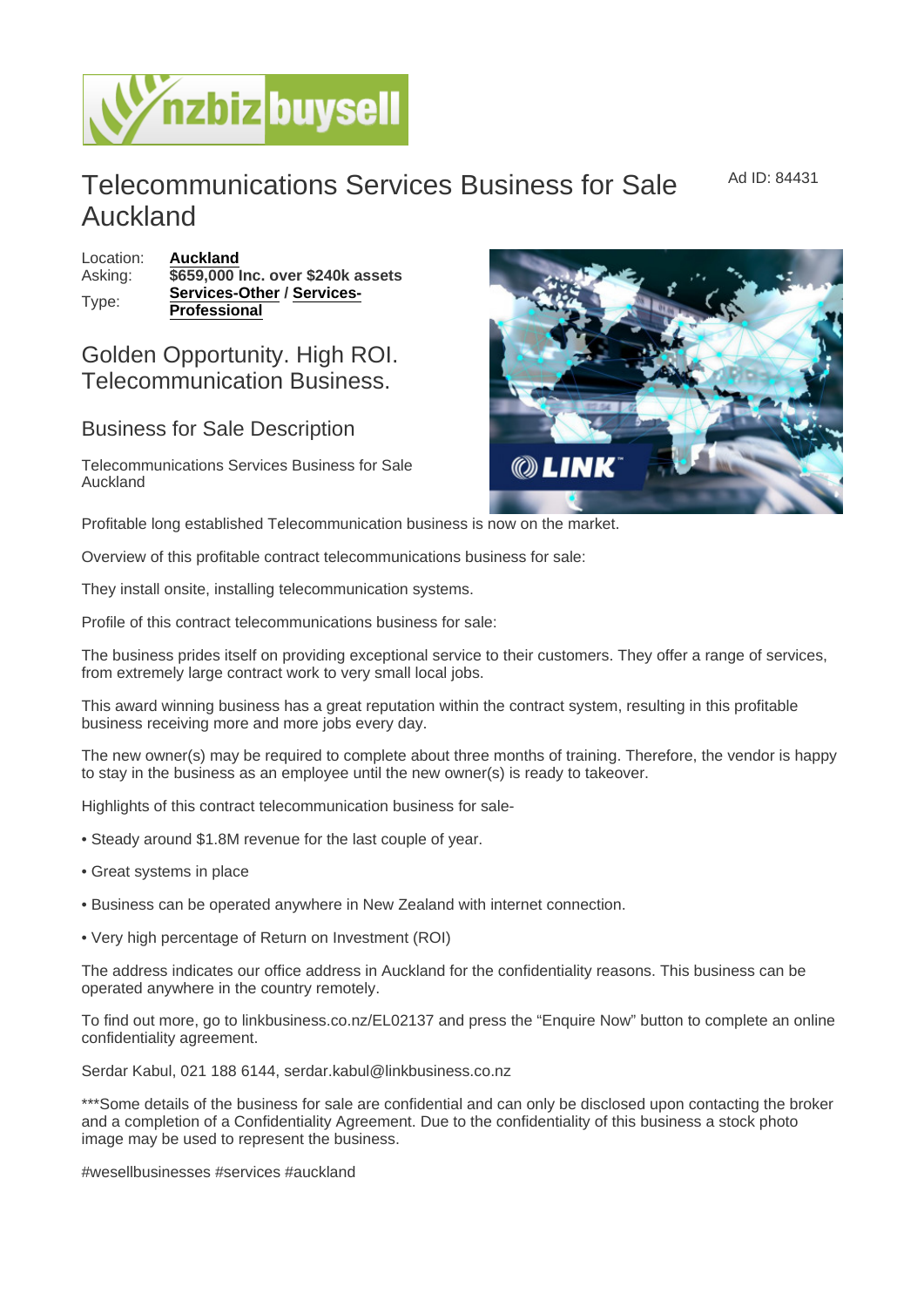# Telecommunications Services Business for Sale Auckland

Ad ID: 84431

Location: **Auckland**
Asking: **$659,000 Inc. over $240k assets**
Type: **Services-Other / Services-Professional**

## Golden Opportunity. High ROI. Telecommunication Business.

## Business for Sale Description

Telecommunications Services Business for Sale Auckland

Profitable long established Telecommunication business is now on the market.

Overview of this profitable contract telecommunications business for sale:

They install onsite, installing telecommunication systems.

Profile of this contract telecommunications business for sale:

The business prides itself on providing exceptional service to their customers. They offer a range of services, from extremely large contract work to very small local jobs.

This award winning business has a great reputation within the contract system, resulting in this profitable business receiving more and more jobs every day.

The new owner(s) may be required to complete about three months of training. Therefore, the vendor is happy to stay in the business as an employee until the new owner(s) is ready to takeover.

Highlights of this contract telecommunication business for sale-

- Steady around $1.8M revenue for the last couple of year.
- Great systems in place
- Business can be operated anywhere in New Zealand with internet connection.
- Very high percentage of Return on Investment (ROI)

The address indicates our office address in Auckland for the confidentiality reasons. This business can be operated anywhere in the country remotely.

To find out more, go to linkbusiness.co.nz/EL02137 and press the "Enquire Now" button to complete an online confidentiality agreement.

Serdar Kabul, 021 188 6144, serdar.kabul@linkbusiness.co.nz

***Some details of the business for sale are confidential and can only be disclosed upon contacting the broker and a completion of a Confidentiality Agreement. Due to the confidentiality of this business a stock photo image may be used to represent the business.

#wesellbusinesses #services #auckland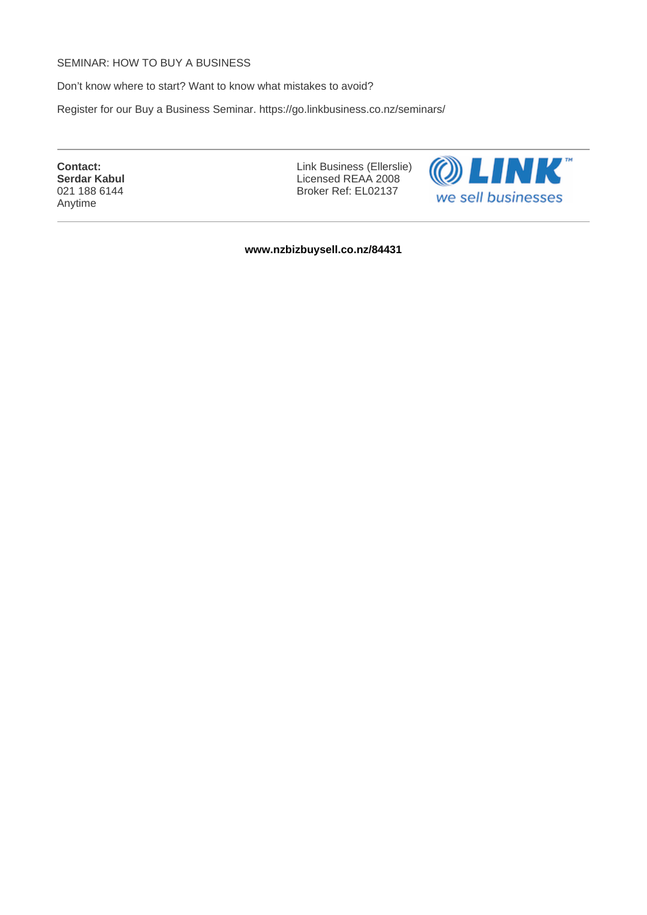SEMINAR: HOW TO BUY A BUSINESS

Don’t know where to start? Want to know what mistakes to avoid?

Register for our Buy a Business Seminar. https://go.linkbusiness.co.nz/seminars/

---

**Contact:**
**Serdar Kabul**
021 188 6144
Anytime

Link Business (Ellerslie)
Licensed REAA 2008
Broker Ref: EL02137

LINK™
we sell businesses

---

**www.nzbizbuysell.co.nz/84431**